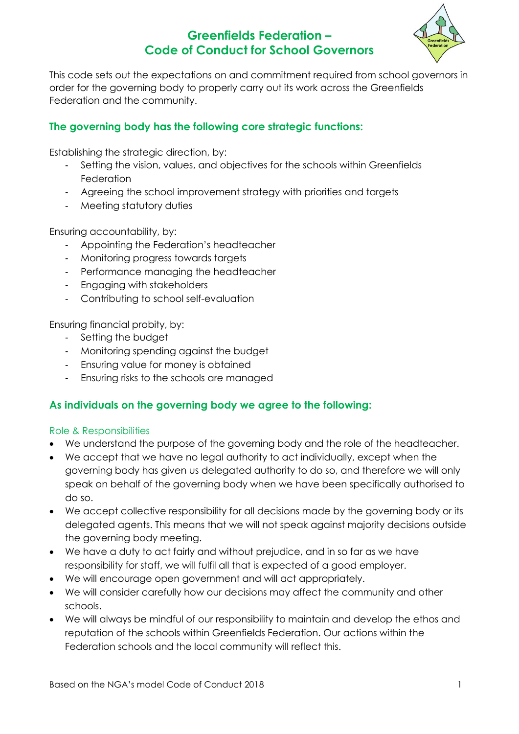# Greenfields Federation – Code of Conduct for School Governors

This code sets out the expectations on and commitment required from school governors in order for the governing body to properly carry out its work across the Greenfields Federation and the community.

## The governing body has the following core strategic functions:

Establishing the strategic direction, by:

- Setting the vision, values, and objectives for the schools within Greenfields Federation
- Agreeing the school improvement strategy with priorities and targets
- Meeting statutory duties

Ensuring accountability, by:

- Appointing the Federation's headteacher
- Monitoring progress towards targets
- Performance managing the headteacher
- Engaging with stakeholders
- Contributing to school self-evaluation

Ensuring financial probity, by:

- Setting the budget
- Monitoring spending against the budget
- Ensuring value for money is obtained
- Ensuring risks to the schools are managed

## As individuals on the governing body we agree to the following:

### Role & Responsibilities

- We understand the purpose of the governing body and the role of the headteacher.
- We accept that we have no legal authority to act individually, except when the governing body has given us delegated authority to do so, and therefore we will only speak on behalf of the governing body when we have been specifically authorised to do so.
- We accept collective responsibility for all decisions made by the governing body or its delegated agents. This means that we will not speak against majority decisions outside the governing body meeting.
- We have a duty to act fairly and without prejudice, and in so far as we have responsibility for staff, we will fulfil all that is expected of a good employer.
- We will encourage open government and will act appropriately.
- We will consider carefully how our decisions may affect the community and other schools.
- We will always be mindful of our responsibility to maintain and develop the ethos and reputation of the schools within Greenfields Federation. Our actions within the Federation schools and the local community will reflect this.

Based on the NGA's model Code of Conduct 2018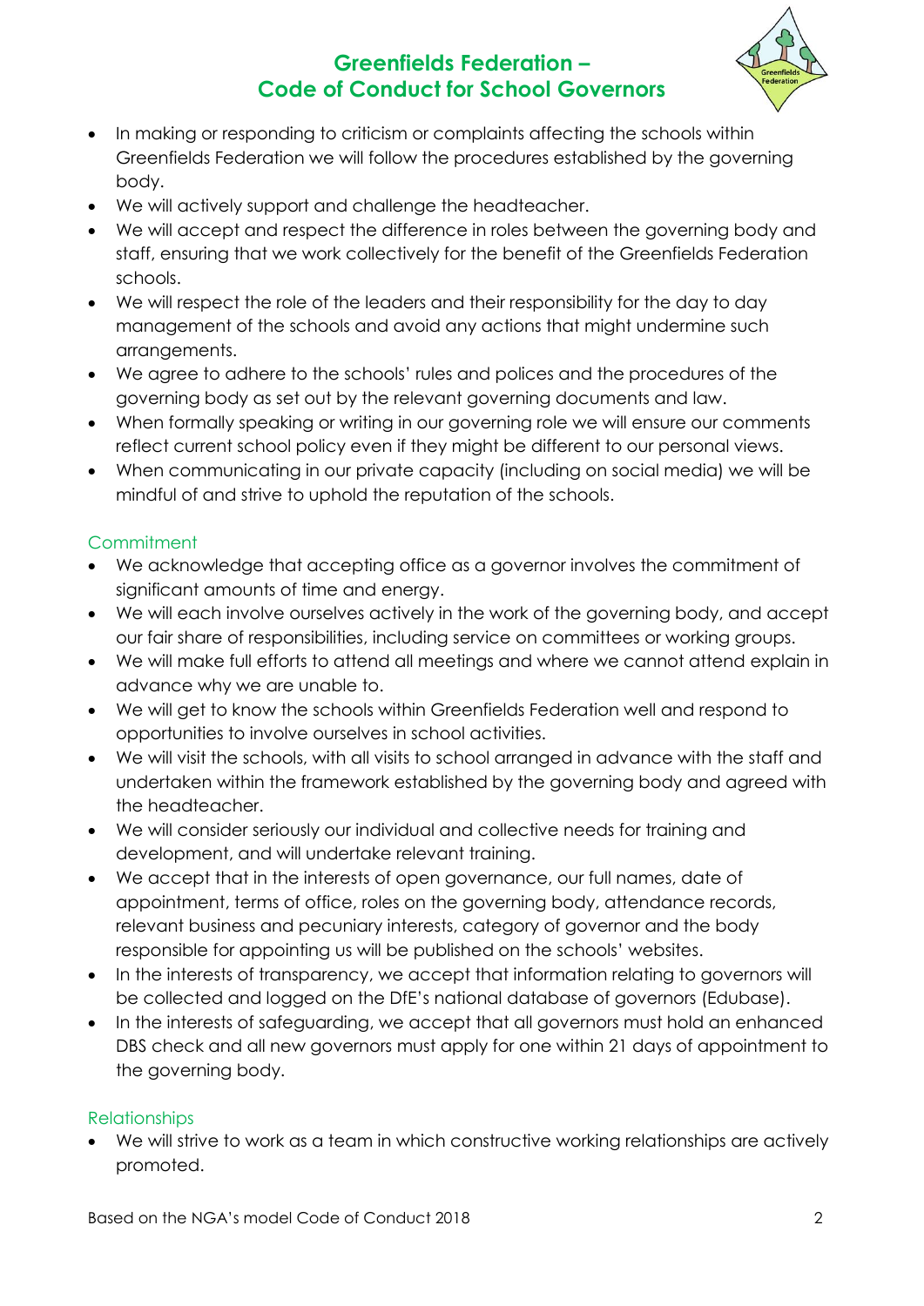- In making or responding to criticism or complaints affecting the schools within Greenfields Federation we will follow the procedures established by the governing body.
- We will actively support and challenge the headteacher.
- We will accept and respect the difference in roles between the governing body and staff, ensuring that we work collectively for the benefit of the Greenfields Federation schools.
- We will respect the role of the leaders and their responsibility for the day to day management of the schools and avoid any actions that might undermine such arrangements.
- We agree to adhere to the schools' rules and polices and the procedures of the governing body as set out by the relevant governing documents and law.
- When formally speaking or writing in our governing role we will ensure our comments reflect current school policy even if they might be different to our personal views.
- When communicating in our private capacity (including on social media) we will be mindful of and strive to uphold the reputation of the schools.

## Commitment

- We acknowledge that accepting office as a governor involves the commitment of significant amounts of time and energy.
- We will each involve ourselves actively in the work of the governing body, and accept our fair share of responsibilities, including service on committees or working groups.
- We will make full efforts to attend all meetings and where we cannot attend explain in advance why we are unable to.
- We will get to know the schools within Greenfields Federation well and respond to opportunities to involve ourselves in school activities.
- We will visit the schools, with all visits to school arranged in advance with the staff and undertaken within the framework established by the governing body and agreed with the headteacher.
- We will consider seriously our individual and collective needs for training and development, and will undertake relevant training.
- We accept that in the interests of open governance, our full names, date of appointment, terms of office, roles on the governing body, attendance records, relevant business and pecuniary interests, category of governor and the body responsible for appointing us will be published on the schools' websites.
- In the interests of transparency, we accept that information relating to governors will be collected and logged on the DfE's national database of governors (Edubase).
- In the interests of safeguarding, we accept that all governors must hold an enhanced DBS check and all new governors must apply for one within 21 days of appointment to the governing body.

## Relationships

- We will strive to work as a team in which constructive working relationships are actively promoted.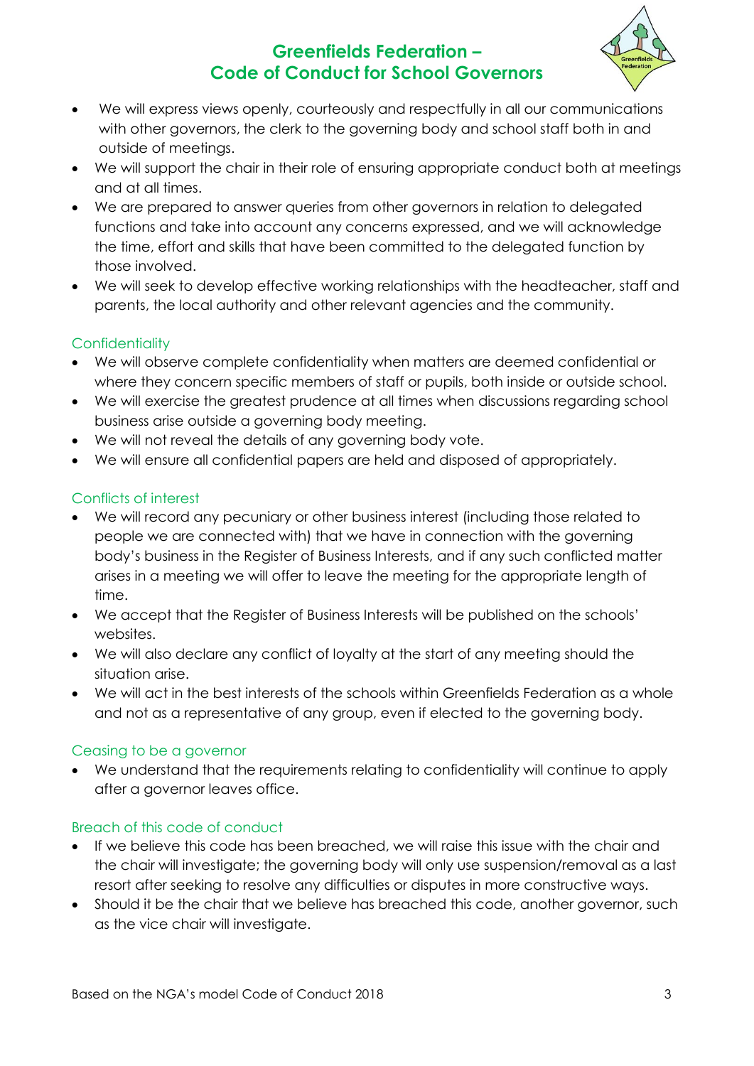- We will express views openly, courteously and respectfully in all our communications with other governors, the clerk to the governing body and school staff both in and outside of meetings.
- We will support the chair in their role of ensuring appropriate conduct both at meetings and at all times.
- We are prepared to answer queries from other governors in relation to delegated functions and take into account any concerns expressed, and we will acknowledge the time, effort and skills that have been committed to the delegated function by those involved.
- We will seek to develop effective working relationships with the headteacher, staff and parents, the local authority and other relevant agencies and the community.

## Confidentiality

- We will observe complete confidentiality when matters are deemed confidential or where they concern specific members of staff or pupils, both inside or outside school.
- We will exercise the greatest prudence at all times when discussions regarding school business arise outside a governing body meeting.
- We will not reveal the details of any governing body vote.
- We will ensure all confidential papers are held and disposed of appropriately.

## Conflicts of interest

- We will record any pecuniary or other business interest (including those related to people we are connected with) that we have in connection with the governing body's business in the Register of Business Interests, and if any such conflicted matter arises in a meeting we will offer to leave the meeting for the appropriate length of time.
- We accept that the Register of Business Interests will be published on the schools' websites.
- We will also declare any conflict of loyalty at the start of any meeting should the situation arise.
- We will act in the best interests of the schools within Greenfields Federation as a whole and not as a representative of any group, even if elected to the governing body.

## Ceasing to be a governor

- We understand that the requirements relating to confidentiality will continue to apply after a governor leaves office.

## Breach of this code of conduct

- If we believe this code has been breached, we will raise this issue with the chair and the chair will investigate; the governing body will only use suspension/removal as a last resort after seeking to resolve any difficulties or disputes in more constructive ways.
- Should it be the chair that we believe has breached this code, another governor, such as the vice chair will investigate.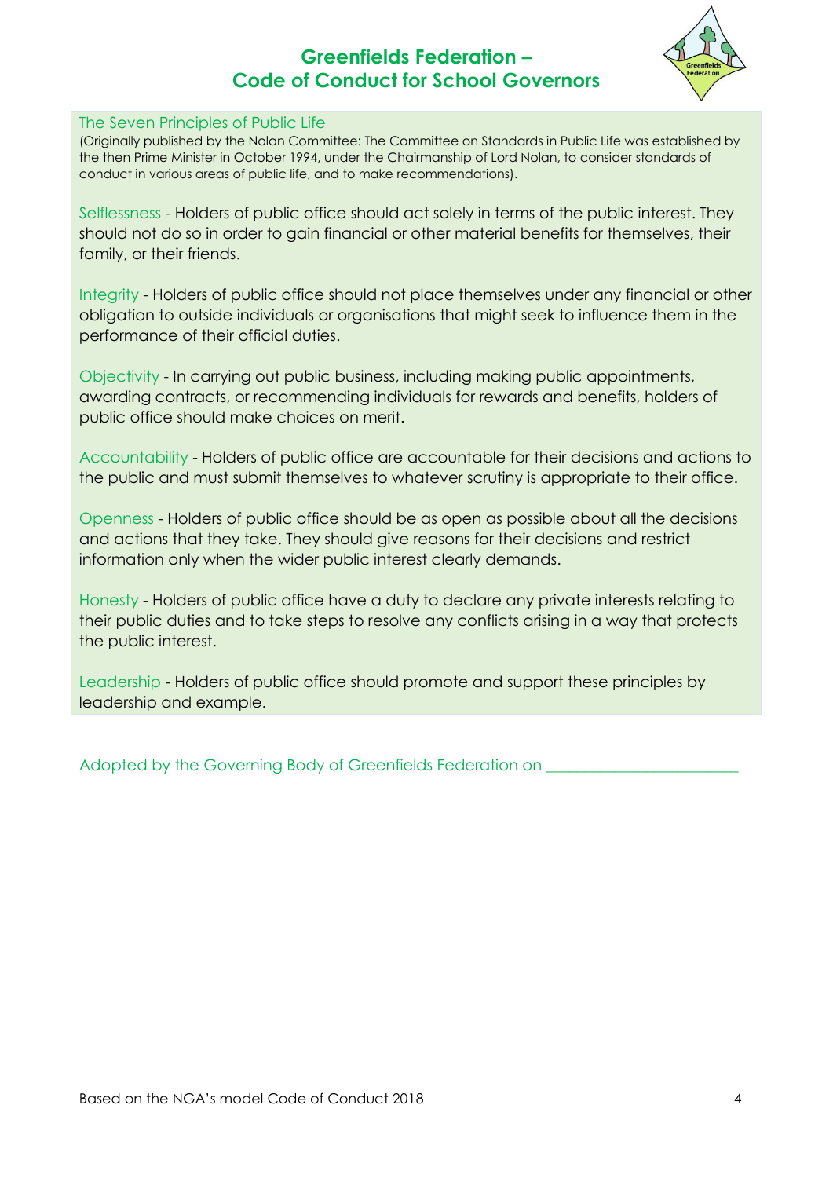# Greenfields Federation – Code of Conduct for School Governors

## The Seven Principles of Public Life

(Originally published by the Nolan Committee: The Committee on Standards in Public Life was established by the then Prime Minister in October 1994, under the Chairmanship of Lord Nolan, to consider standards of conduct in various areas of public life, and to make recommendations).

**Selflessness** - Holders of public office should act solely in terms of the public interest. They should not do so in order to gain financial or other material benefits for themselves, their family, or their friends.

**Integrity** - Holders of public office should not place themselves under any financial or other obligation to outside individuals or organisations that might seek to influence them in the performance of their official duties.

**Objectivity** - In carrying out public business, including making public appointments, awarding contracts, or recommending individuals for rewards and benefits, holders of public office should make choices on merit.

**Accountability** - Holders of public office are accountable for their decisions and actions to the public and must submit themselves to whatever scrutiny is appropriate to their office.

**Openness** - Holders of public office should be as open as possible about all the decisions and actions that they take. They should give reasons for their decisions and restrict information only when the wider public interest clearly demands.

**Honesty** - Holders of public office have a duty to declare any private interests relating to their public duties and to take steps to resolve any conflicts arising in a way that protects the public interest.

**Leadership** - Holders of public office should promote and support these principles by leadership and example.

Adopted by the Governing Body of Greenfields Federation on ________________________

Based on the NGA's model Code of Conduct 2018